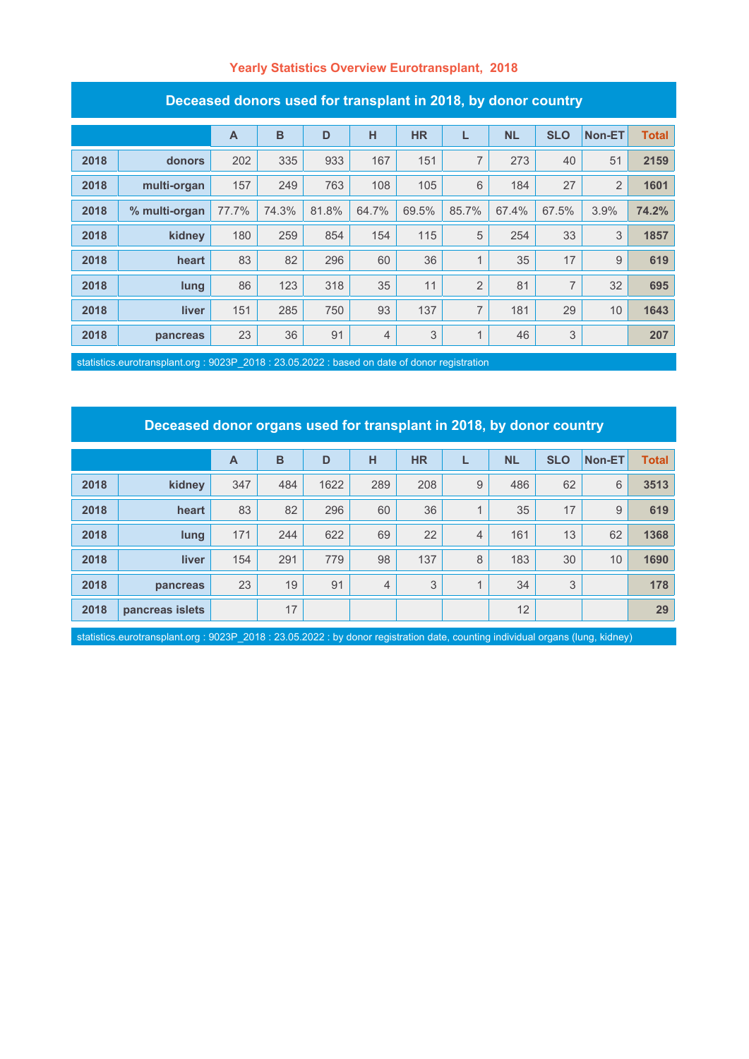## Yearly Statistics Overview Eurotransplant, 2018

### Deceased donors used for transplant in 2018, by donor country

| | | A | B | D | H | HR | L | NL | SLO | Non-ET | Total |
|---|---|---|---|---|---|---|---|---|---|---|---|
| 2018 | donors | 202 | 335 | 933 | 167 | 151 | 7 | 273 | 40 | 51 | 2159 |
| 2018 | multi-organ | 157 | 249 | 763 | 108 | 105 | 6 | 184 | 27 | 2 | 1601 |
| 2018 | % multi-organ | 77.7% | 74.3% | 81.8% | 64.7% | 69.5% | 85.7% | 67.4% | 67.5% | 3.9% | 74.2% |
| 2018 | kidney | 180 | 259 | 854 | 154 | 115 | 5 | 254 | 33 | 3 | 1857 |
| 2018 | heart | 83 | 82 | 296 | 60 | 36 | 1 | 35 | 17 | 9 | 619 |
| 2018 | lung | 86 | 123 | 318 | 35 | 11 | 2 | 81 | 7 | 32 | 695 |
| 2018 | liver | 151 | 285 | 750 | 93 | 137 | 7 | 181 | 29 | 10 | 1643 |
| 2018 | pancreas | 23 | 36 | 91 | 4 | 3 | 1 | 46 | 3 | | 207 |

statistics.eurotransplant.org : 9023P_2018 : 23.05.2022 : based on date of donor registration

### Deceased donor organs used for transplant in 2018, by donor country

| | | A | B | D | H | HR | L | NL | SLO | Non-ET | Total |
|---|---|---|---|---|---|---|---|---|---|---|---|
| 2018 | kidney | 347 | 484 | 1622 | 289 | 208 | 9 | 486 | 62 | 6 | 3513 |
| 2018 | heart | 83 | 82 | 296 | 60 | 36 | 1 | 35 | 17 | 9 | 619 |
| 2018 | lung | 171 | 244 | 622 | 69 | 22 | 4 | 161 | 13 | 62 | 1368 |
| 2018 | liver | 154 | 291 | 779 | 98 | 137 | 8 | 183 | 30 | 10 | 1690 |
| 2018 | pancreas | 23 | 19 | 91 | 4 | 3 | 1 | 34 | 3 | | 178 |
| 2018 | pancreas islets | | 17 | | | | | 12 | | | 29 |

statistics.eurotransplant.org : 9023P_2018 : 23.05.2022 : by donor registration date, counting individual organs (lung, kidney)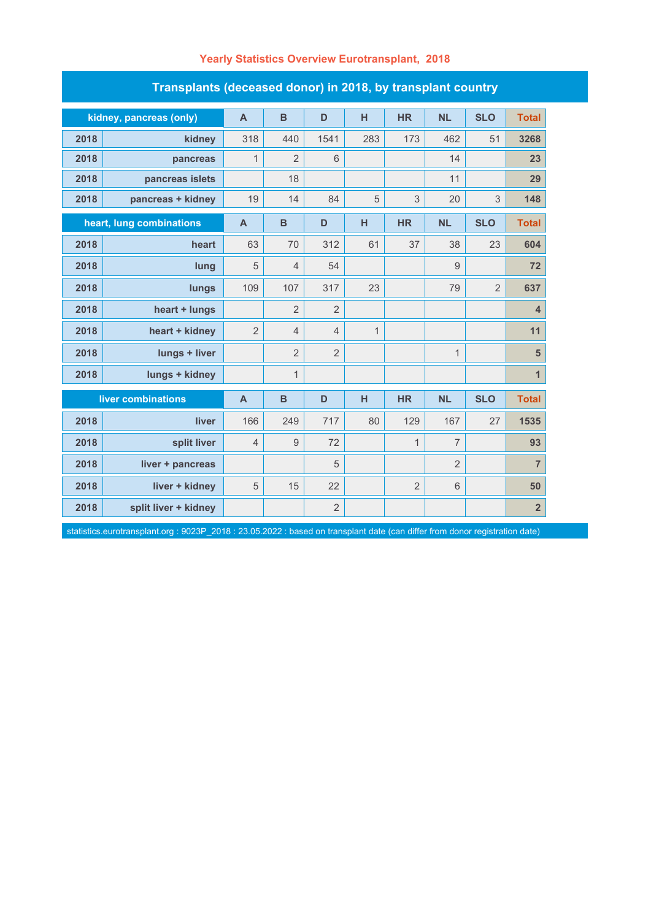# Yearly Statistics Overview Eurotransplant, 2018

## Transplants (deceased donor) in 2018, by transplant country

| kidney, pancreas (only) | | A | B | D | H | HR | NL | SLO | Total |
|---|---|---|---|---|---|---|---|---|---|
| 2018 | kidney | 318 | 440 | 1541 | 283 | 173 | 462 | 51 | 3268 |
| 2018 | pancreas | 1 | 2 | 6 | | | 14 | | 23 |
| 2018 | pancreas islets | | 18 | | | | 11 | | 29 |
| 2018 | pancreas + kidney | 19 | 14 | 84 | 5 | 3 | 20 | 3 | 148 |
| **heart, lung combinations** | | **A** | **B** | **D** | **H** | **HR** | **NL** | **SLO** | **Total** |
| 2018 | heart | 63 | 70 | 312 | 61 | 37 | 38 | 23 | 604 |
| 2018 | lung | 5 | 4 | 54 | | | 9 | | 72 |
| 2018 | lungs | 109 | 107 | 317 | 23 | | 79 | 2 | 637 |
| 2018 | heart + lungs | | 2 | 2 | | | | | 4 |
| 2018 | heart + kidney | 2 | 4 | 4 | 1 | | | | 11 |
| 2018 | lungs + liver | | 2 | 2 | | | 1 | | 5 |
| 2018 | lungs + kidney | | 1 | | | | | | 1 |
| **liver combinations** | | **A** | **B** | **D** | **H** | **HR** | **NL** | **SLO** | **Total** |
| 2018 | liver | 166 | 249 | 717 | 80 | 129 | 167 | 27 | 1535 |
| 2018 | split liver | 4 | 9 | 72 | | 1 | 7 | | 93 |
| 2018 | liver + pancreas | | | 5 | | | 2 | | 7 |
| 2018 | liver + kidney | 5 | 15 | 22 | | 2 | 6 | | 50 |
| 2018 | split liver + kidney | | | 2 | | | | | 2 |

statistics.eurotransplant.org : 9023P_2018 : 23.05.2022 : based on transplant date (can differ from donor registration date)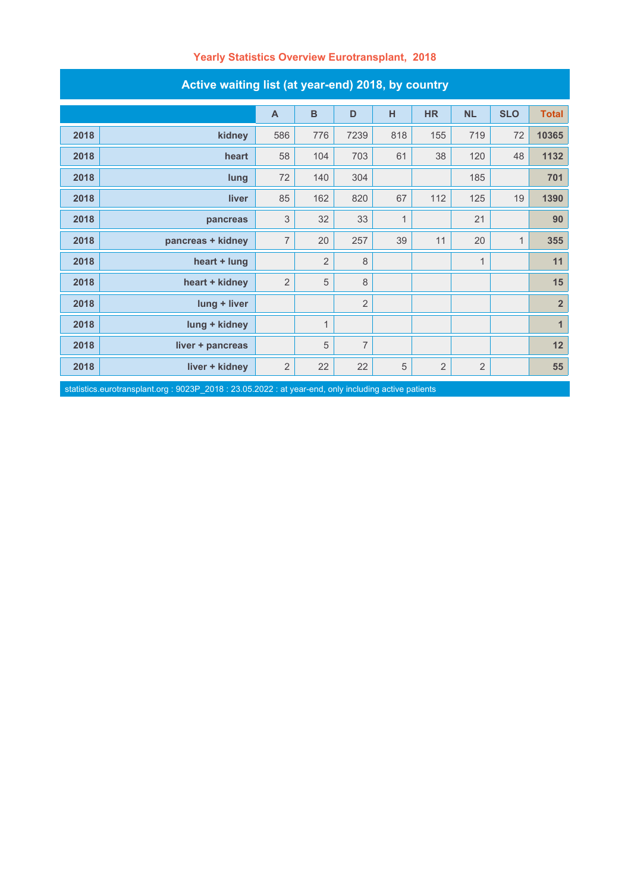## Yearly Statistics Overview Eurotransplant, 2018

### Active waiting list (at year-end) 2018, by country

| | | A | B | D | H | HR | NL | SLO | Total |
|---|---|---|---|---|---|---|---|---|---|
| 2018 | kidney | 586 | 776 | 7239 | 818 | 155 | 719 | 72 | 10365 |
| 2018 | heart | 58 | 104 | 703 | 61 | 38 | 120 | 48 | 1132 |
| 2018 | lung | 72 | 140 | 304 | | | 185 | | 701 |
| 2018 | liver | 85 | 162 | 820 | 67 | 112 | 125 | 19 | 1390 |
| 2018 | pancreas | 3 | 32 | 33 | 1 | | 21 | | 90 |
| 2018 | pancreas + kidney | 7 | 20 | 257 | 39 | 11 | 20 | 1 | 355 |
| 2018 | heart + lung | | 2 | 8 | | | 1 | | 11 |
| 2018 | heart + kidney | 2 | 5 | 8 | | | | | 15 |
| 2018 | lung + liver | | | 2 | | | | | 2 |
| 2018 | lung + kidney | | 1 | | | | | | 1 |
| 2018 | liver + pancreas | | 5 | 7 | | | | | 12 |
| 2018 | liver + kidney | 2 | 22 | 22 | 5 | 2 | 2 | | 55 |

statistics.eurotransplant.org : 9023P_2018 : 23.05.2022 : at year-end, only including active patients